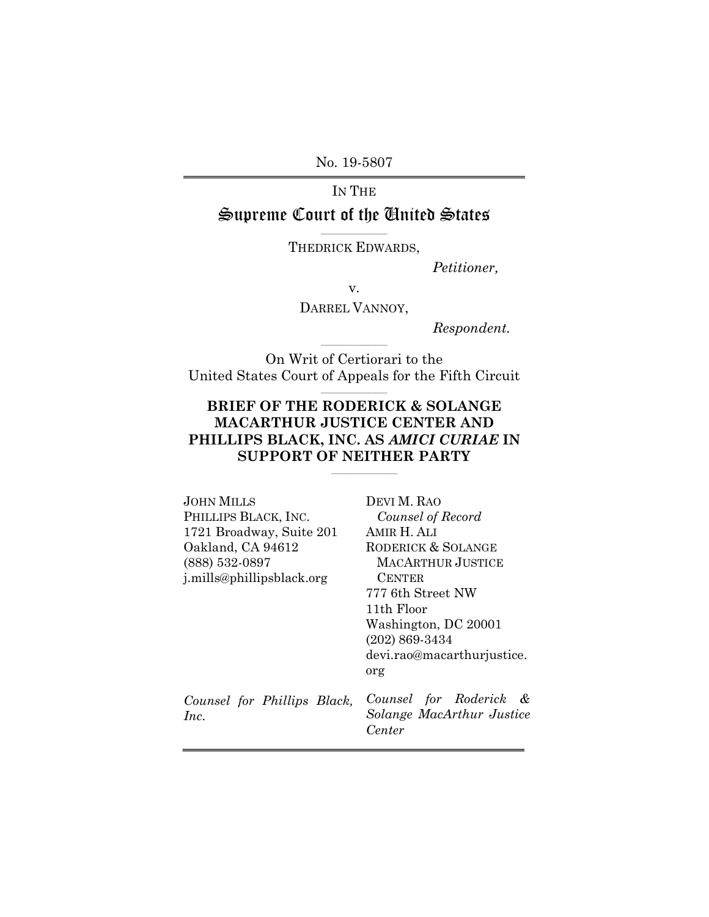No. 19-5807

IN THE

# Supreme Court of the United States

THEDRICK EDWARDS,

*Petitioner,*

v.

DARREL VANNOY,

*Respondent.*

On Writ of Certiorari to the
United States Court of Appeals for the Fifth Circuit

**BRIEF OF THE RODERICK & SOLANGE MACARTHUR JUSTICE CENTER AND PHILLIPS BLACK, INC. AS *AMICI CURIAE* IN SUPPORT OF NEITHER PARTY**

JOHN MILLS
PHILLIPS BLACK, INC.
1721 Broadway, Suite 201
Oakland, CA 94612
(888) 532-0897
j.mills@phillipsblack.org

*Counsel for Phillips Black, Inc.*

DEVI M. RAO
*Counsel of Record*
AMIR H. ALI
RODERICK & SOLANGE MACARTHUR JUSTICE CENTER
777 6th Street NW
11th Floor
Washington, DC 20001
(202) 869-3434
devi.rao@macarthurjustice.org

*Counsel for Roderick & Solange MacArthur Justice Center*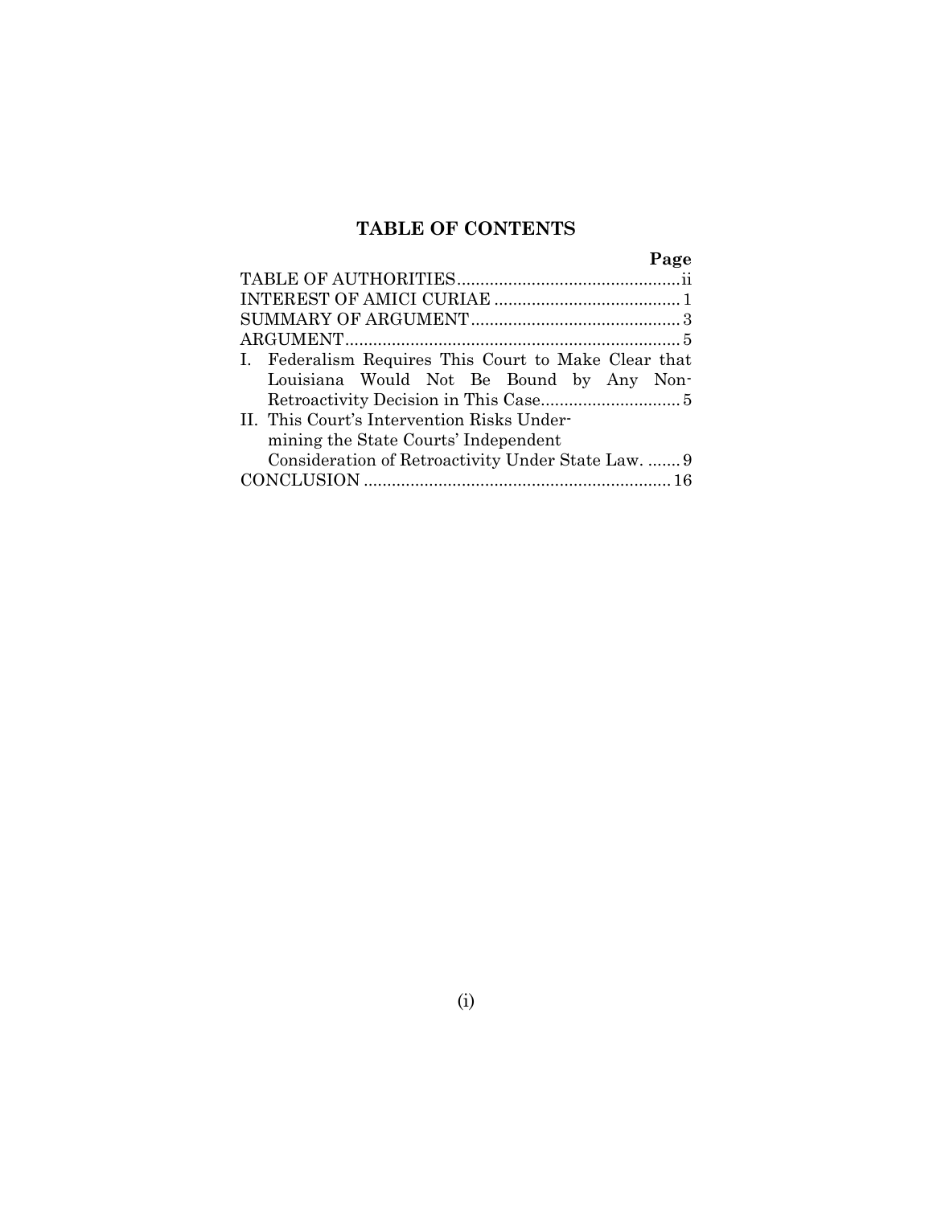# TABLE OF CONTENTS

| | Page |
|---|---|
| TABLE OF AUTHORITIES | ii |
| INTEREST OF AMICI CURIAE | 1 |
| SUMMARY OF ARGUMENT | 3 |
| ARGUMENT | 5 |
| I. Federalism Requires This Court to Make Clear that Louisiana Would Not Be Bound by Any Non-Retroactivity Decision in This Case | 5 |
| II. This Court's Intervention Risks Undermining the State Courts' Independent Consideration of Retroactivity Under State Law. | 9 |
| CONCLUSION | 16 |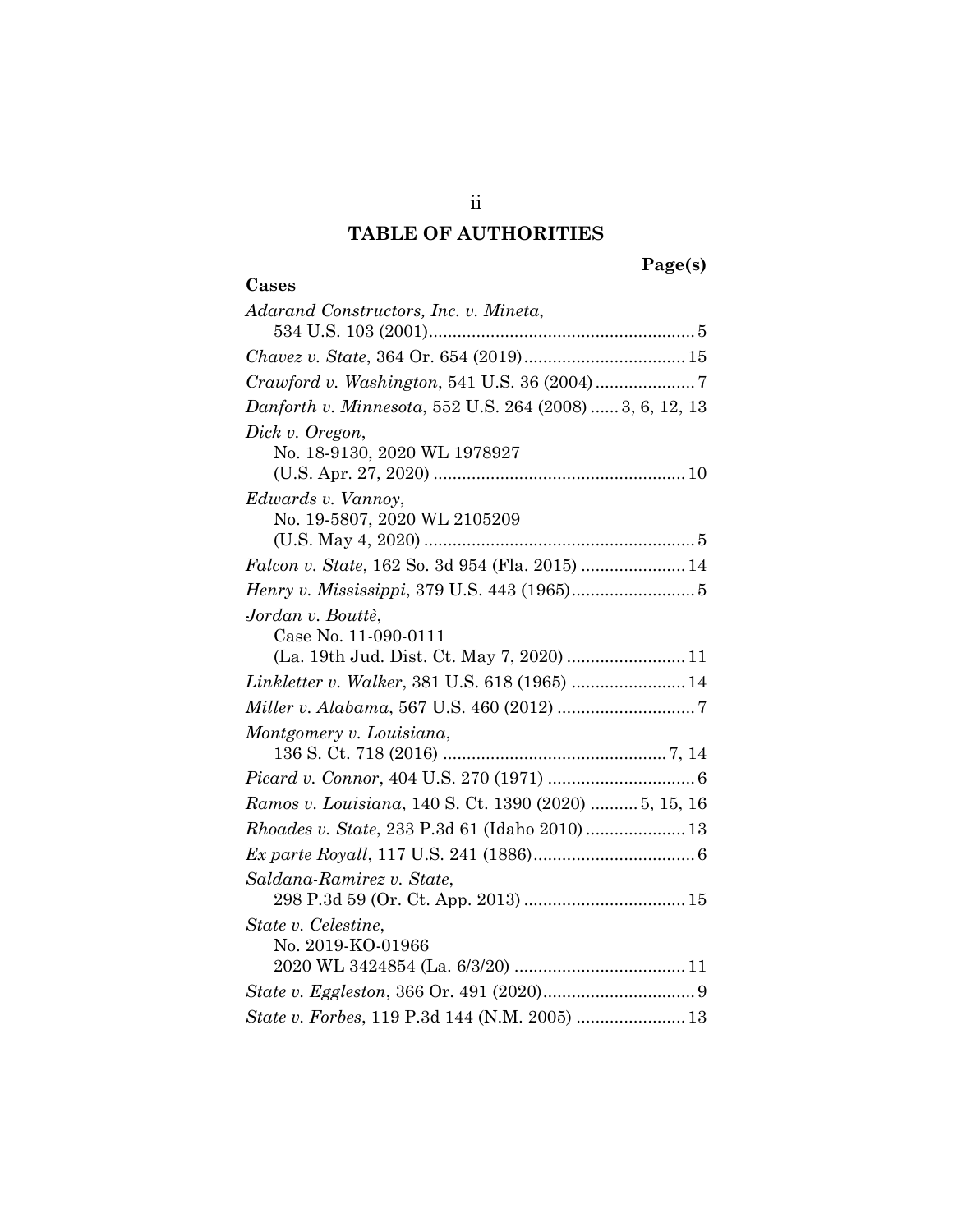# TABLE OF AUTHORITIES

**Page(s)**

**Cases**

*Adarand Constructors, Inc. v. Mineta*, 534 U.S. 103 (2001) ........ 5

*Chavez v. State*, 364 Or. 654 (2019) ........ 15

*Crawford v. Washington*, 541 U.S. 36 (2004) ........ 7

*Danforth v. Minnesota*, 552 U.S. 264 (2008) ...... 3, 6, 12, 13

*Dick v. Oregon*, No. 18-9130, 2020 WL 1978927 (U.S. Apr. 27, 2020) ........ 10

*Edwards v. Vannoy*, No. 19-5807, 2020 WL 2105209 (U.S. May 4, 2020) ........ 5

*Falcon v. State*, 162 So. 3d 954 (Fla. 2015) ........ 14

*Henry v. Mississippi*, 379 U.S. 443 (1965) ........ 5

*Jordan v. Bouttè*, Case No. 11-090-0111 (La. 19th Jud. Dist. Ct. May 7, 2020) ........ 11

*Linkletter v. Walker*, 381 U.S. 618 (1965) ........ 14

*Miller v. Alabama*, 567 U.S. 460 (2012) ........ 7

*Montgomery v. Louisiana*, 136 S. Ct. 718 (2016) ........ 7, 14

*Picard v. Connor*, 404 U.S. 270 (1971) ........ 6

*Ramos v. Louisiana*, 140 S. Ct. 1390 (2020) .......... 5, 15, 16

*Rhoades v. State*, 233 P.3d 61 (Idaho 2010) ........ 13

*Ex parte Royall*, 117 U.S. 241 (1886) ........ 6

*Saldana-Ramirez v. State*, 298 P.3d 59 (Or. Ct. App. 2013) ........ 15

*State v. Celestine*, No. 2019-KO-01966 2020 WL 3424854 (La. 6/3/20) ........ 11

*State v. Eggleston*, 366 Or. 491 (2020) ........ 9

*State v. Forbes*, 119 P.3d 144 (N.M. 2005) ........ 13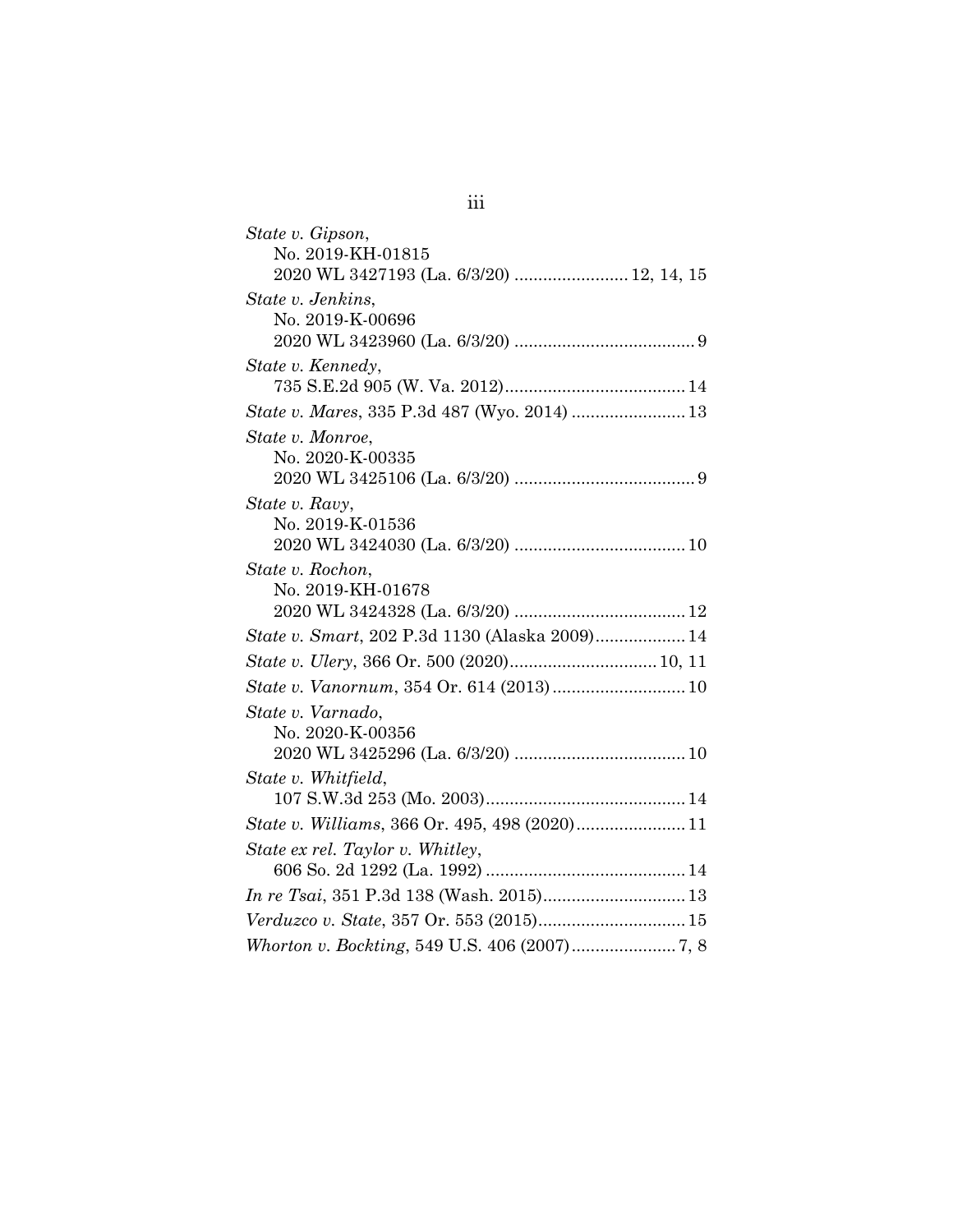*State v. Gipson*,
No. 2019-KH-01815
2020 WL 3427193 (La. 6/3/20) ........................ 12, 14, 15

*State v. Jenkins*,
No. 2019-K-00696
2020 WL 3423960 (La. 6/3/20) ...................................... 9

*State v. Kennedy*,
735 S.E.2d 905 (W. Va. 2012)...................................... 14

*State v. Mares*, 335 P.3d 487 (Wyo. 2014) ........................ 13

*State v. Monroe*,
No. 2020-K-00335
2020 WL 3425106 (La. 6/3/20) ...................................... 9

*State v. Ravy*,
No. 2019-K-01536
2020 WL 3424030 (La. 6/3/20) .................................... 10

*State v. Rochon*,
No. 2019-KH-01678
2020 WL 3424328 (La. 6/3/20) .................................... 12

*State v. Smart*, 202 P.3d 1130 (Alaska 2009)................... 14

*State v. Ulery*, 366 Or. 500 (2020)............................... 10, 11

*State v. Vanornum*, 354 Or. 614 (2013)............................ 10

*State v. Varnado*,
No. 2020-K-00356
2020 WL 3425296 (La. 6/3/20) .................................... 10

*State v. Whitfield*,
107 S.W.3d 253 (Mo. 2003).......................................... 14

*State v. Williams*, 366 Or. 495, 498 (2020)....................... 11

*State ex rel. Taylor v. Whitley*,
606 So. 2d 1292 (La. 1992) .......................................... 14

*In re Tsai*, 351 P.3d 138 (Wash. 2015).............................. 13

*Verduzco v. State*, 357 Or. 553 (2015)............................... 15

*Whorton v. Bockting*, 549 U.S. 406 (2007)...................... 7, 8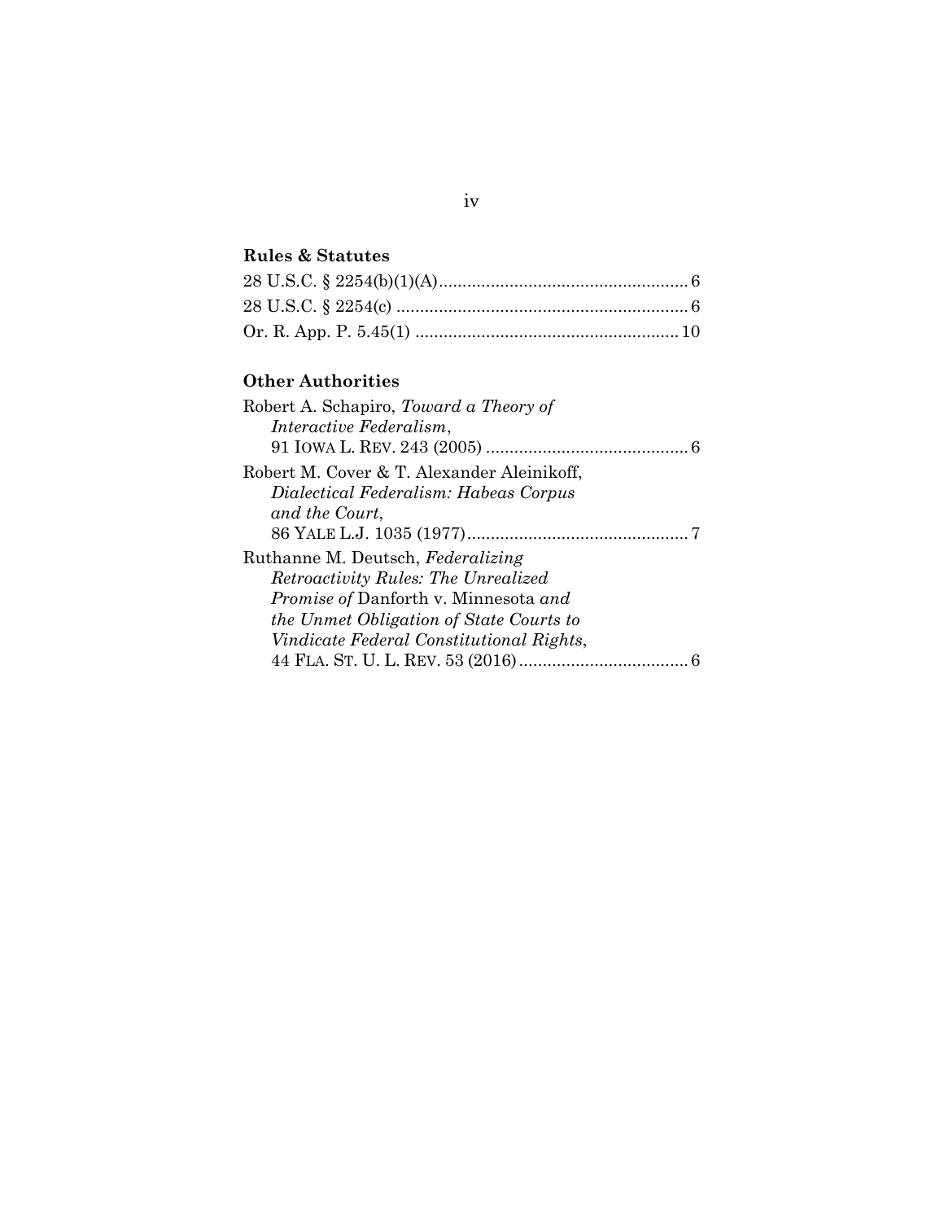### Rules & Statutes

28 U.S.C. § 2254(b)(1)(A) ..................................................... 6

28 U.S.C. § 2254(c) .............................................................. 6

Or. R. App. P. 5.45(1) ........................................................ 10

### Other Authorities

Robert A. Schapiro, *Toward a Theory of Interactive Federalism*, 91 IOWA L. REV. 243 (2005) ........................................... 6

Robert M. Cover & T. Alexander Aleinikoff, *Dialectical Federalism: Habeas Corpus and the Court*, 86 YALE L.J. 1035 (1977) ............................................... 7

Ruthanne M. Deutsch, *Federalizing Retroactivity Rules: The Unrealized Promise of* Danforth v. Minnesota *and the Unmet Obligation of State Courts to Vindicate Federal Constitutional Rights*, 44 FLA. ST. U. L. REV. 53 (2016) .................................... 6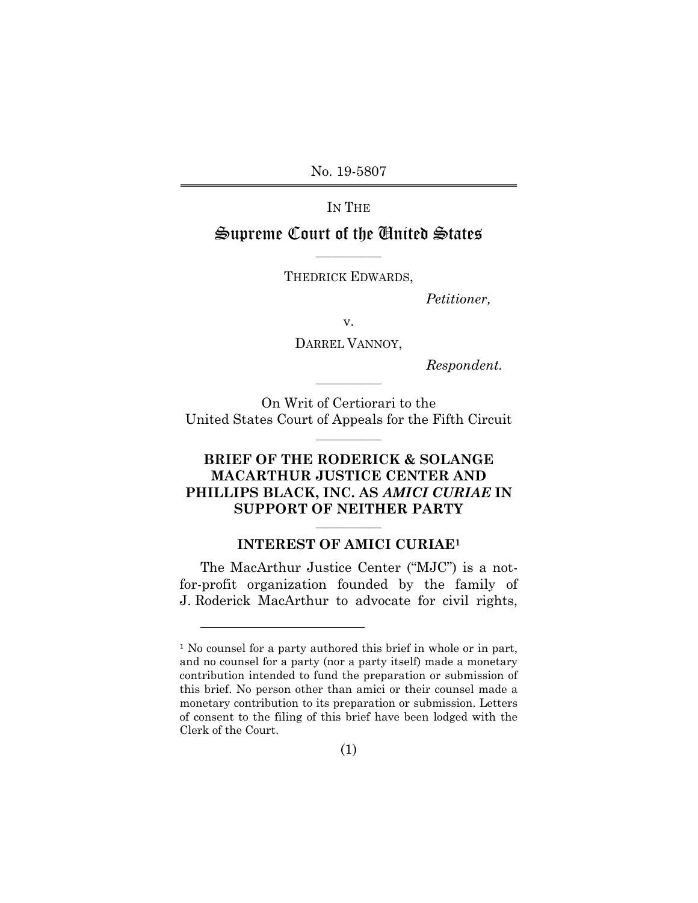No. 19-5807

IN THE

# Supreme Court of the United States

THEDRICK EDWARDS,

*Petitioner,*

v.

DARREL VANNOY,

*Respondent.*

On Writ of Certiorari to the
United States Court of Appeals for the Fifth Circuit

## BRIEF OF THE RODERICK & SOLANGE MACARTHUR JUSTICE CENTER AND PHILLIPS BLACK, INC. AS *AMICI CURIAE* IN SUPPORT OF NEITHER PARTY

### INTEREST OF AMICI CURIAE[1]

The MacArthur Justice Center ("MJC") is a not-for-profit organization founded by the family of J. Roderick MacArthur to advocate for civil rights,

[1] No counsel for a party authored this brief in whole or in part, and no counsel for a party (nor a party itself) made a monetary contribution intended to fund the preparation or submission of this brief. No person other than amici or their counsel made a monetary contribution to its preparation or submission. Letters of consent to the filing of this brief have been lodged with the Clerk of the Court.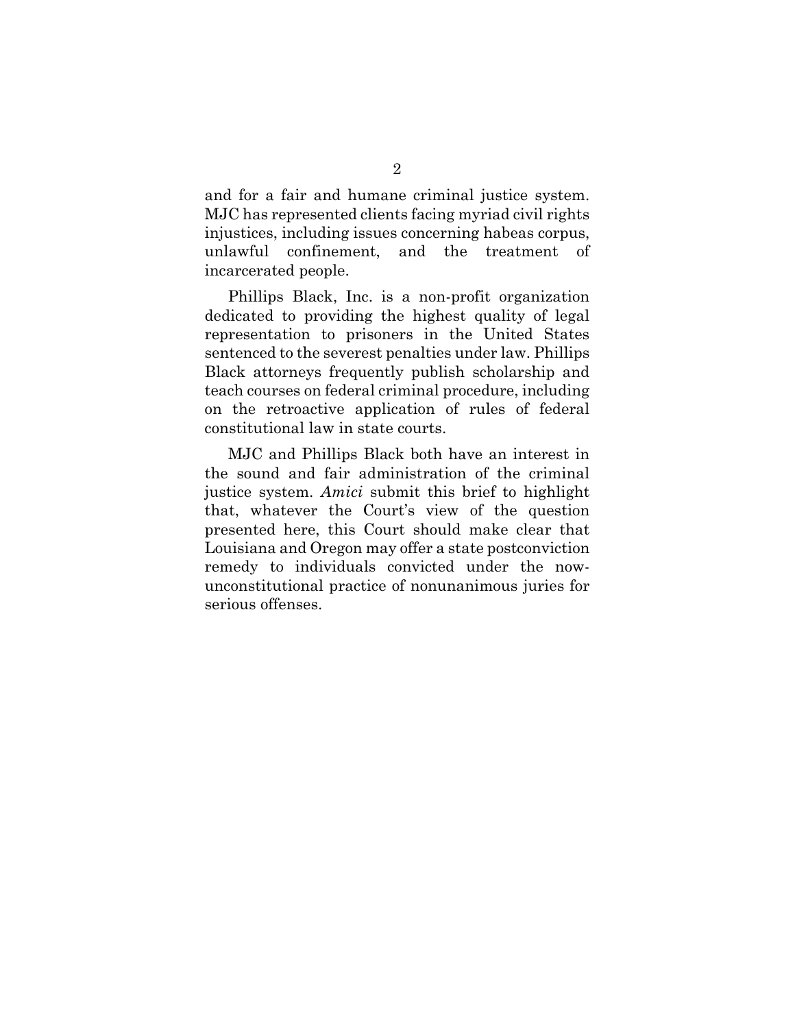and for a fair and humane criminal justice system. MJC has represented clients facing myriad civil rights injustices, including issues concerning habeas corpus, unlawful confinement, and the treatment of incarcerated people.

Phillips Black, Inc. is a non-profit organization dedicated to providing the highest quality of legal representation to prisoners in the United States sentenced to the severest penalties under law. Phillips Black attorneys frequently publish scholarship and teach courses on federal criminal procedure, including on the retroactive application of rules of federal constitutional law in state courts.

MJC and Phillips Black both have an interest in the sound and fair administration of the criminal justice system. *Amici* submit this brief to highlight that, whatever the Court's view of the question presented here, this Court should make clear that Louisiana and Oregon may offer a state postconviction remedy to individuals convicted under the now-unconstitutional practice of nonunanimous juries for serious offenses.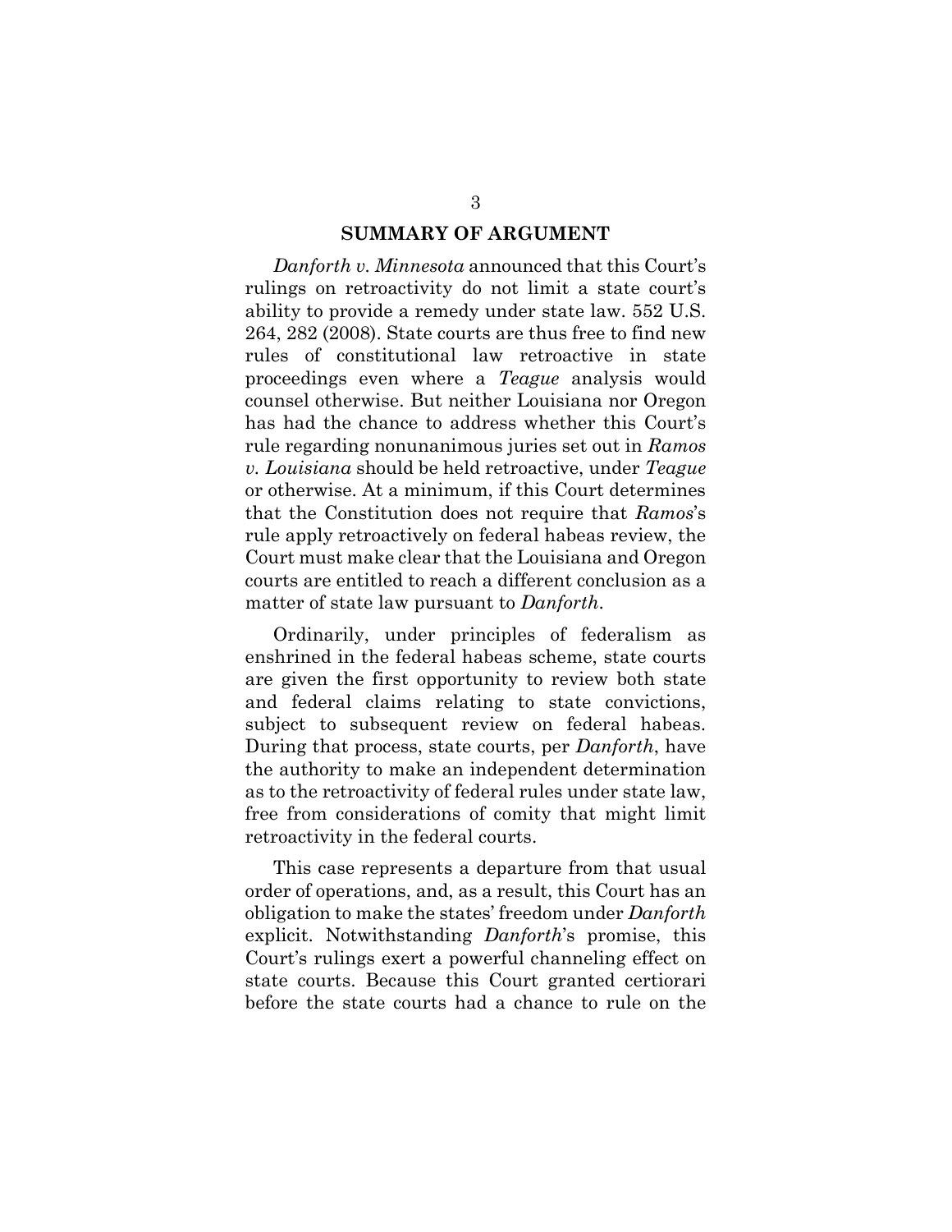## SUMMARY OF ARGUMENT

*Danforth v. Minnesota* announced that this Court's rulings on retroactivity do not limit a state court's ability to provide a remedy under state law. 552 U.S. 264, 282 (2008). State courts are thus free to find new rules of constitutional law retroactive in state proceedings even where a *Teague* analysis would counsel otherwise. But neither Louisiana nor Oregon has had the chance to address whether this Court's rule regarding nonunanimous juries set out in *Ramos v. Louisiana* should be held retroactive, under *Teague* or otherwise. At a minimum, if this Court determines that the Constitution does not require that *Ramos*'s rule apply retroactively on federal habeas review, the Court must make clear that the Louisiana and Oregon courts are entitled to reach a different conclusion as a matter of state law pursuant to *Danforth*.

Ordinarily, under principles of federalism as enshrined in the federal habeas scheme, state courts are given the first opportunity to review both state and federal claims relating to state convictions, subject to subsequent review on federal habeas. During that process, state courts, per *Danforth*, have the authority to make an independent determination as to the retroactivity of federal rules under state law, free from considerations of comity that might limit retroactivity in the federal courts.

This case represents a departure from that usual order of operations, and, as a result, this Court has an obligation to make the states' freedom under *Danforth* explicit. Notwithstanding *Danforth*'s promise, this Court's rulings exert a powerful channeling effect on state courts. Because this Court granted certiorari before the state courts had a chance to rule on the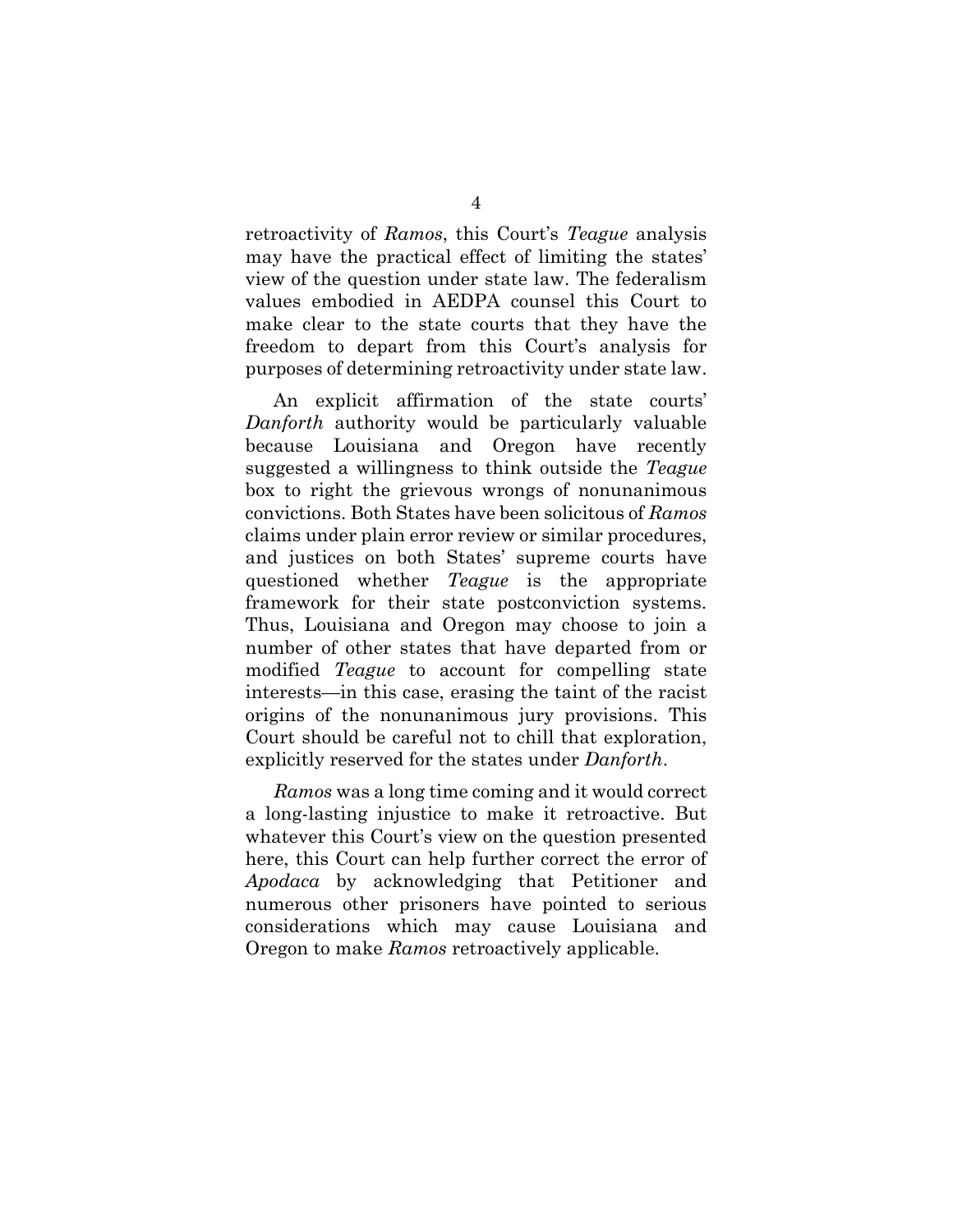retroactivity of *Ramos*, this Court's *Teague* analysis may have the practical effect of limiting the states' view of the question under state law. The federalism values embodied in AEDPA counsel this Court to make clear to the state courts that they have the freedom to depart from this Court's analysis for purposes of determining retroactivity under state law.

An explicit affirmation of the state courts' *Danforth* authority would be particularly valuable because Louisiana and Oregon have recently suggested a willingness to think outside the *Teague* box to right the grievous wrongs of nonunanimous convictions. Both States have been solicitous of *Ramos* claims under plain error review or similar procedures, and justices on both States' supreme courts have questioned whether *Teague* is the appropriate framework for their state postconviction systems. Thus, Louisiana and Oregon may choose to join a number of other states that have departed from or modified *Teague* to account for compelling state interests—in this case, erasing the taint of the racist origins of the nonunanimous jury provisions. This Court should be careful not to chill that exploration, explicitly reserved for the states under *Danforth*.

*Ramos* was a long time coming and it would correct a long-lasting injustice to make it retroactive. But whatever this Court's view on the question presented here, this Court can help further correct the error of *Apodaca* by acknowledging that Petitioner and numerous other prisoners have pointed to serious considerations which may cause Louisiana and Oregon to make *Ramos* retroactively applicable.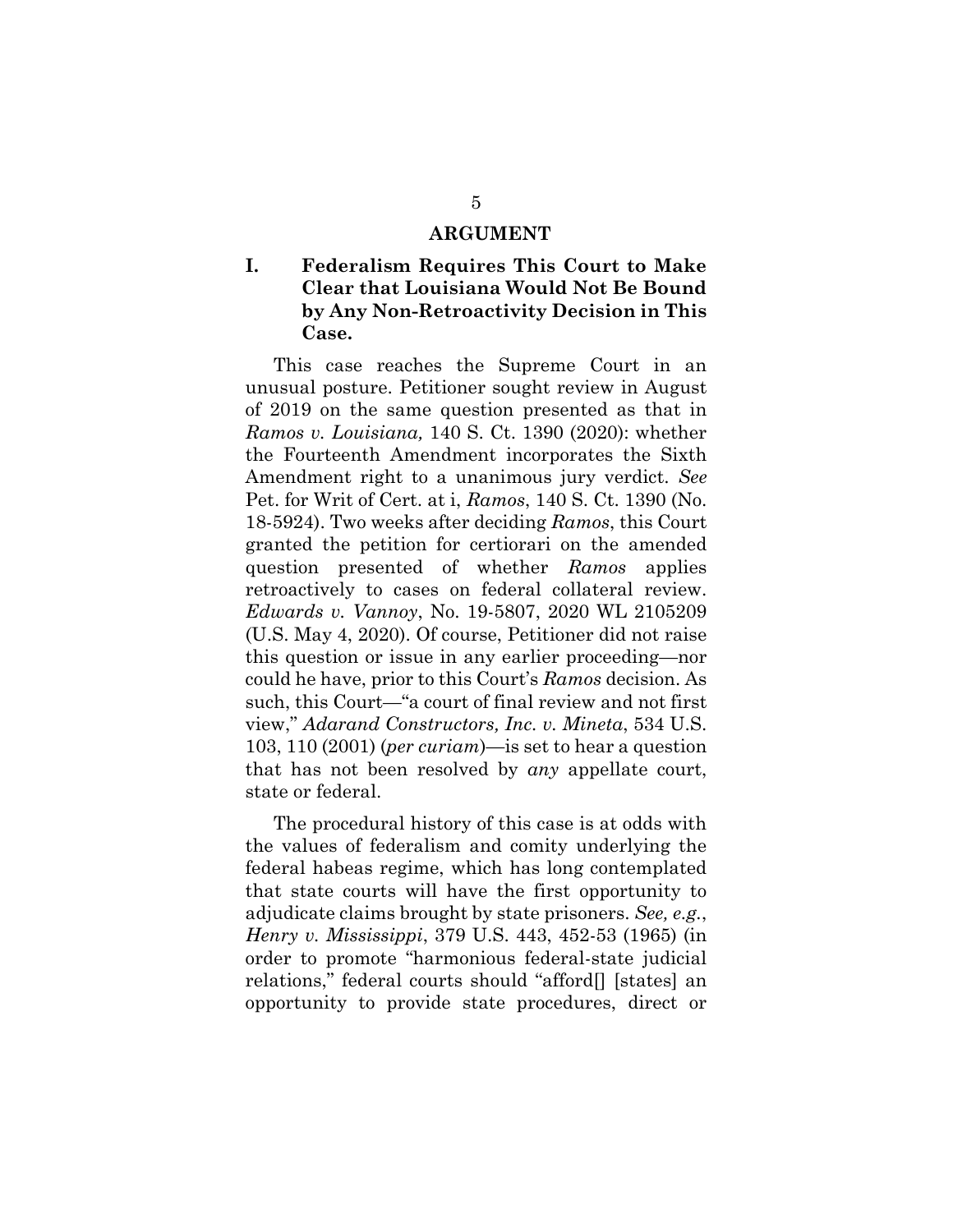## ARGUMENT

### I. Federalism Requires This Court to Make Clear that Louisiana Would Not Be Bound by Any Non-Retroactivity Decision in This Case.

This case reaches the Supreme Court in an unusual posture. Petitioner sought review in August of 2019 on the same question presented as that in *Ramos v. Louisiana,* 140 S. Ct. 1390 (2020): whether the Fourteenth Amendment incorporates the Sixth Amendment right to a unanimous jury verdict. *See* Pet. for Writ of Cert. at i, *Ramos*, 140 S. Ct. 1390 (No. 18-5924). Two weeks after deciding *Ramos*, this Court granted the petition for certiorari on the amended question presented of whether *Ramos* applies retroactively to cases on federal collateral review. *Edwards v. Vannoy*, No. 19-5807, 2020 WL 2105209 (U.S. May 4, 2020). Of course, Petitioner did not raise this question or issue in any earlier proceeding—nor could he have, prior to this Court's *Ramos* decision. As such, this Court—"a court of final review and not first view," *Adarand Constructors, Inc. v. Mineta*, 534 U.S. 103, 110 (2001) (*per curiam*)—is set to hear a question that has not been resolved by *any* appellate court, state or federal.

The procedural history of this case is at odds with the values of federalism and comity underlying the federal habeas regime, which has long contemplated that state courts will have the first opportunity to adjudicate claims brought by state prisoners. *See, e.g.*, *Henry v. Mississippi*, 379 U.S. 443, 452-53 (1965) (in order to promote "harmonious federal-state judicial relations," federal courts should "afford[] [states] an opportunity to provide state procedures, direct or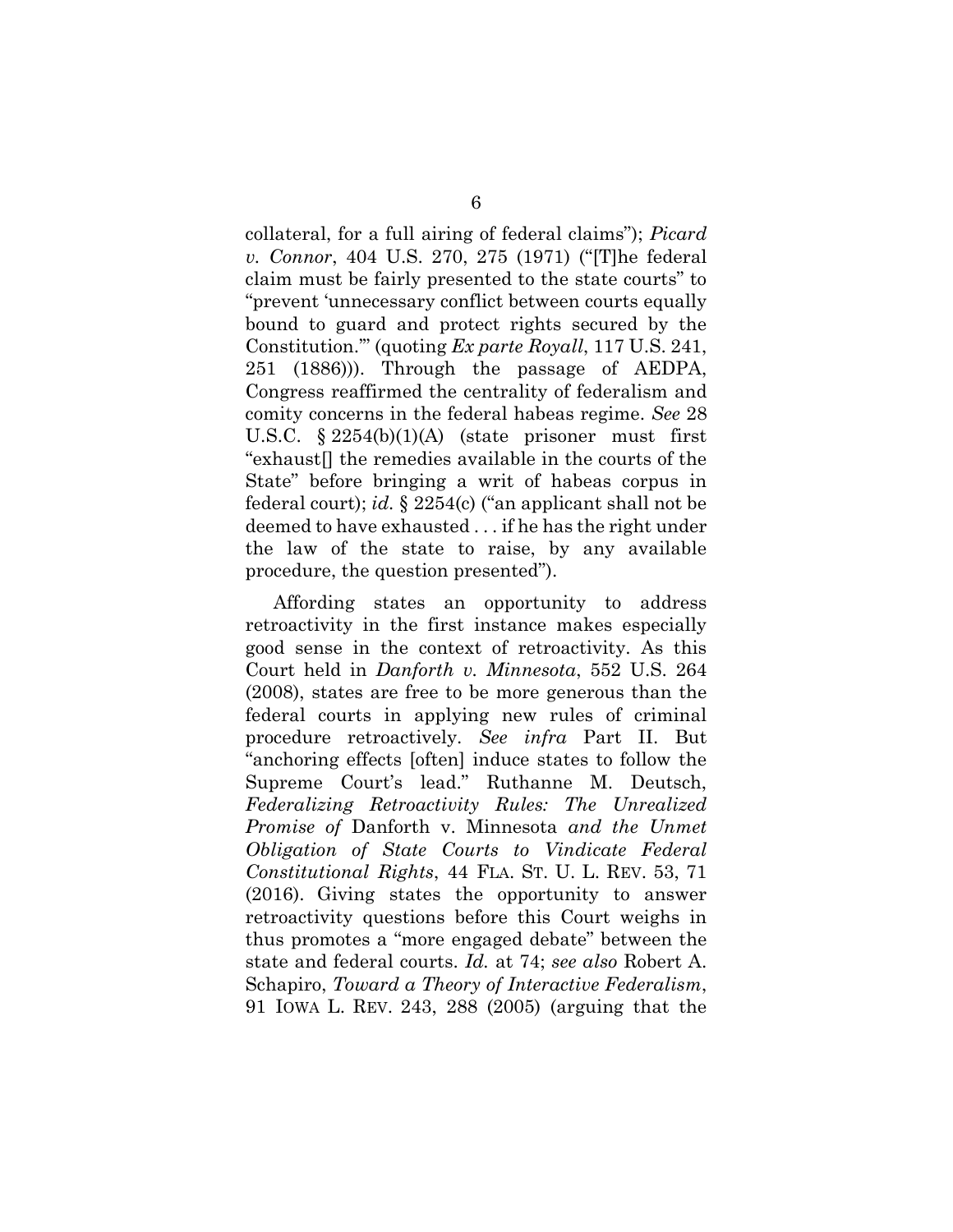collateral, for a full airing of federal claims"); *Picard v. Connor*, 404 U.S. 270, 275 (1971) ("[T]he federal claim must be fairly presented to the state courts" to "prevent 'unnecessary conflict between courts equally bound to guard and protect rights secured by the Constitution.'" (quoting *Ex parte Royall*, 117 U.S. 241, 251 (1886))). Through the passage of AEDPA, Congress reaffirmed the centrality of federalism and comity concerns in the federal habeas regime. *See* 28 U.S.C. § 2254(b)(1)(A) (state prisoner must first "exhaust[] the remedies available in the courts of the State" before bringing a writ of habeas corpus in federal court); *id.* § 2254(c) ("an applicant shall not be deemed to have exhausted . . . if he has the right under the law of the state to raise, by any available procedure, the question presented").

Affording states an opportunity to address retroactivity in the first instance makes especially good sense in the context of retroactivity. As this Court held in *Danforth v. Minnesota*, 552 U.S. 264 (2008), states are free to be more generous than the federal courts in applying new rules of criminal procedure retroactively. *See infra* Part II. But "anchoring effects [often] induce states to follow the Supreme Court's lead." Ruthanne M. Deutsch, *Federalizing Retroactivity Rules: The Unrealized Promise of* Danforth v. Minnesota *and the Unmet Obligation of State Courts to Vindicate Federal Constitutional Rights*, 44 FLA. ST. U. L. REV. 53, 71 (2016). Giving states the opportunity to answer retroactivity questions before this Court weighs in thus promotes a "more engaged debate" between the state and federal courts. *Id.* at 74; *see also* Robert A. Schapiro, *Toward a Theory of Interactive Federalism*, 91 IOWA L. REV. 243, 288 (2005) (arguing that the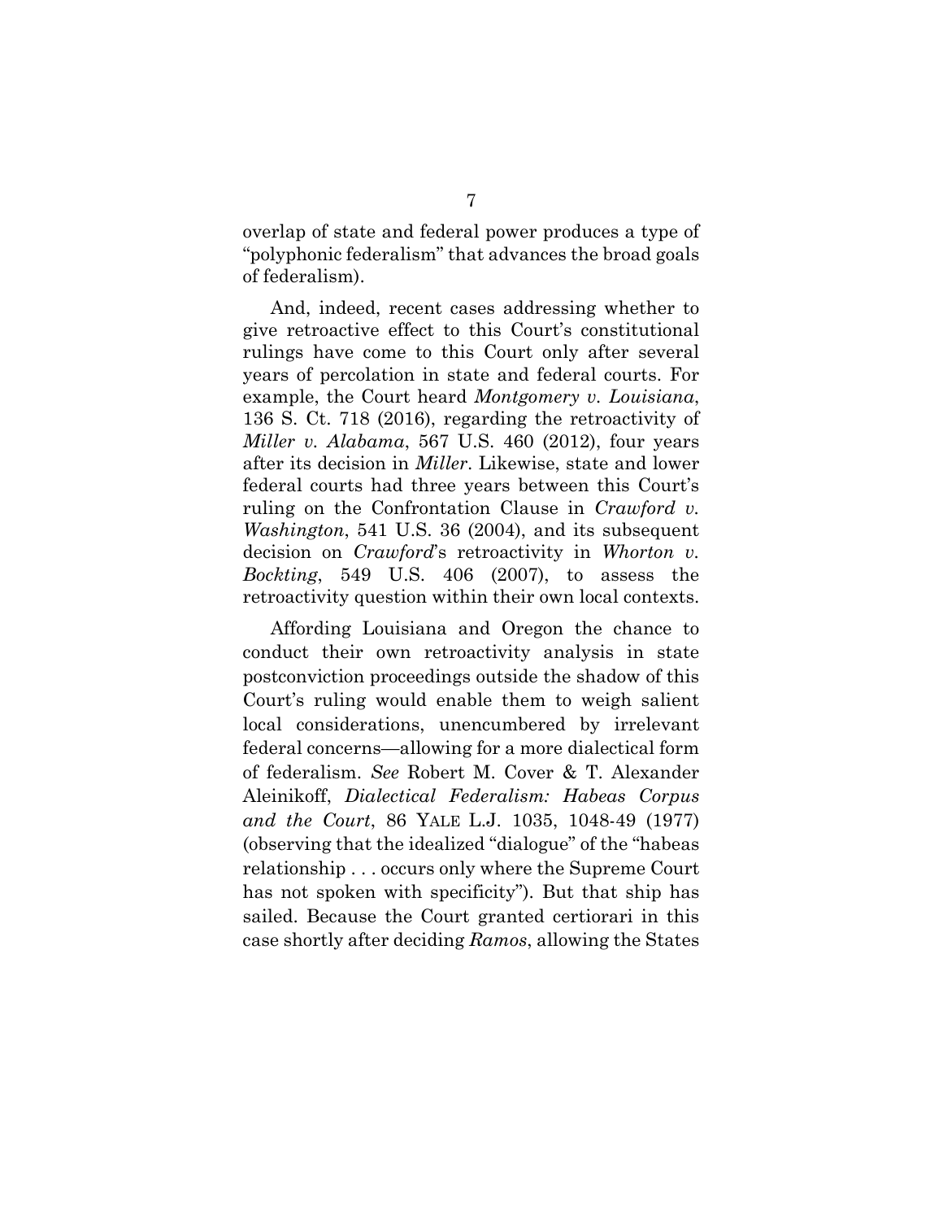overlap of state and federal power produces a type of "polyphonic federalism" that advances the broad goals of federalism).

And, indeed, recent cases addressing whether to give retroactive effect to this Court's constitutional rulings have come to this Court only after several years of percolation in state and federal courts. For example, the Court heard *Montgomery v. Louisiana*, 136 S. Ct. 718 (2016), regarding the retroactivity of *Miller v. Alabama*, 567 U.S. 460 (2012), four years after its decision in *Miller*. Likewise, state and lower federal courts had three years between this Court's ruling on the Confrontation Clause in *Crawford v. Washington*, 541 U.S. 36 (2004), and its subsequent decision on *Crawford*'s retroactivity in *Whorton v. Bockting*, 549 U.S. 406 (2007), to assess the retroactivity question within their own local contexts.

Affording Louisiana and Oregon the chance to conduct their own retroactivity analysis in state postconviction proceedings outside the shadow of this Court's ruling would enable them to weigh salient local considerations, unencumbered by irrelevant federal concerns—allowing for a more dialectical form of federalism. *See* Robert M. Cover & T. Alexander Aleinikoff, *Dialectical Federalism: Habeas Corpus and the Court*, 86 YALE L.J. 1035, 1048-49 (1977) (observing that the idealized "dialogue" of the "habeas relationship . . . occurs only where the Supreme Court has not spoken with specificity"). But that ship has sailed. Because the Court granted certiorari in this case shortly after deciding *Ramos*, allowing the States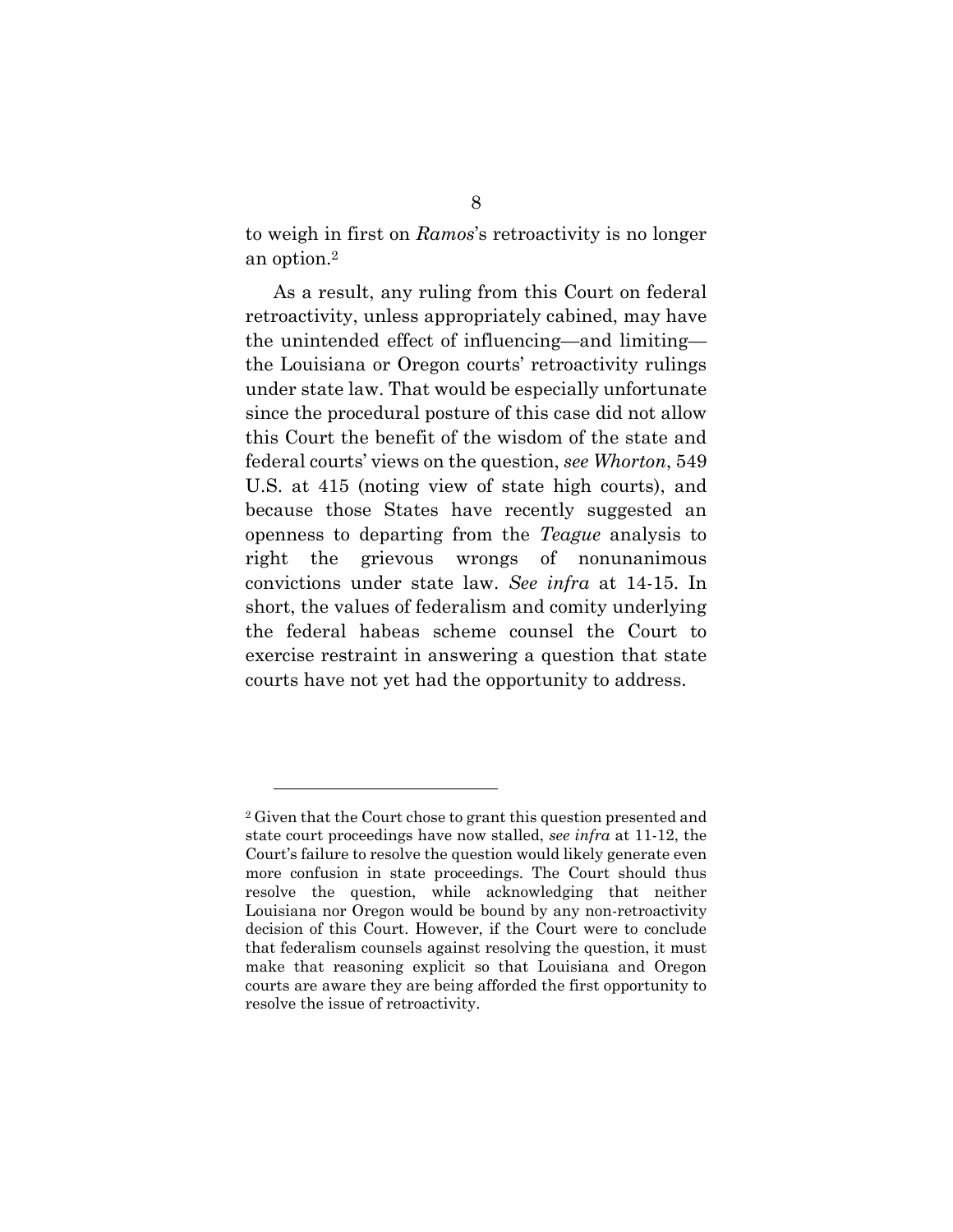to weigh in first on *Ramos*'s retroactivity is no longer an option.[2]

As a result, any ruling from this Court on federal retroactivity, unless appropriately cabined, may have the unintended effect of influencing—and limiting—the Louisiana or Oregon courts' retroactivity rulings under state law. That would be especially unfortunate since the procedural posture of this case did not allow this Court the benefit of the wisdom of the state and federal courts' views on the question, *see Whorton*, 549 U.S. at 415 (noting view of state high courts), and because those States have recently suggested an openness to departing from the *Teague* analysis to right the grievous wrongs of nonunanimous convictions under state law. *See infra* at 14-15. In short, the values of federalism and comity underlying the federal habeas scheme counsel the Court to exercise restraint in answering a question that state courts have not yet had the opportunity to address.

---

[2] Given that the Court chose to grant this question presented and state court proceedings have now stalled, *see infra* at 11-12, the Court's failure to resolve the question would likely generate even more confusion in state proceedings. The Court should thus resolve the question, while acknowledging that neither Louisiana nor Oregon would be bound by any non-retroactivity decision of this Court. However, if the Court were to conclude that federalism counsels against resolving the question, it must make that reasoning explicit so that Louisiana and Oregon courts are aware they are being afforded the first opportunity to resolve the issue of retroactivity.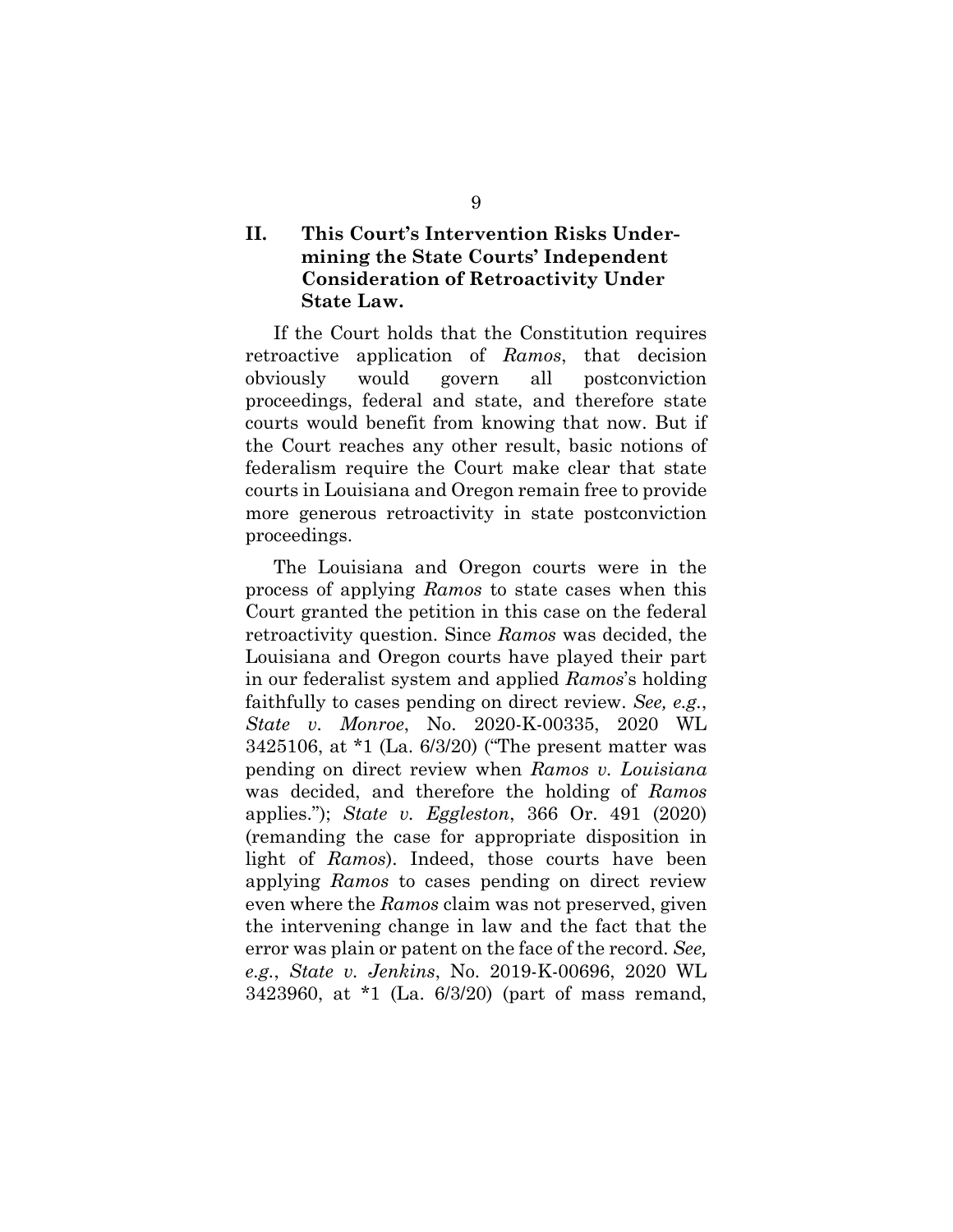## II. This Court's Intervention Risks Undermining the State Courts' Independent Consideration of Retroactivity Under State Law.

If the Court holds that the Constitution requires retroactive application of *Ramos*, that decision obviously would govern all postconviction proceedings, federal and state, and therefore state courts would benefit from knowing that now. But if the Court reaches any other result, basic notions of federalism require the Court make clear that state courts in Louisiana and Oregon remain free to provide more generous retroactivity in state postconviction proceedings.

The Louisiana and Oregon courts were in the process of applying *Ramos* to state cases when this Court granted the petition in this case on the federal retroactivity question. Since *Ramos* was decided, the Louisiana and Oregon courts have played their part in our federalist system and applied *Ramos*'s holding faithfully to cases pending on direct review. *See, e.g.*, *State v. Monroe*, No. 2020-K-00335, 2020 WL 3425106, at *1 (La. 6/3/20) ("The present matter was pending on direct review when *Ramos v. Louisiana* was decided, and therefore the holding of *Ramos* applies."); *State v. Eggleston*, 366 Or. 491 (2020) (remanding the case for appropriate disposition in light of *Ramos*). Indeed, those courts have been applying *Ramos* to cases pending on direct review even where the *Ramos* claim was not preserved, given the intervening change in law and the fact that the error was plain or patent on the face of the record. *See, e.g.*, *State v. Jenkins*, No. 2019-K-00696, 2020 WL 3423960, at *1 (La. 6/3/20) (part of mass remand,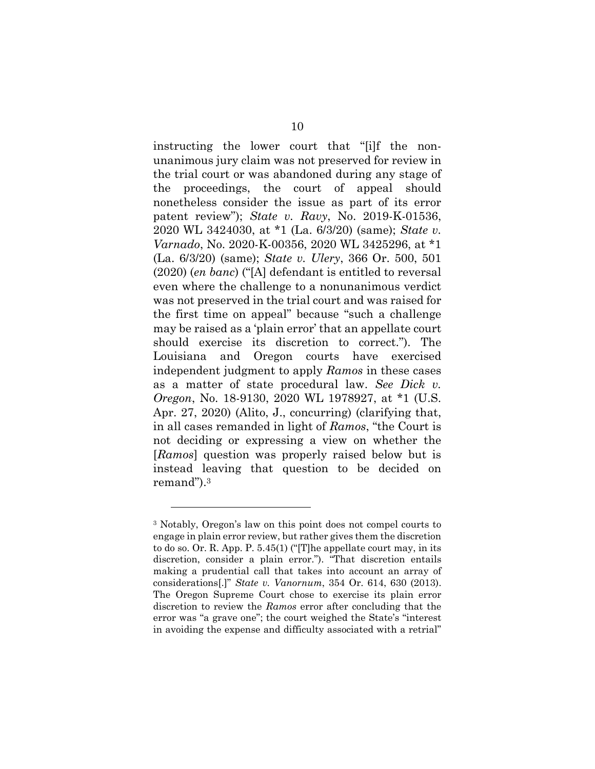instructing the lower court that "[i]f the non-unanimous jury claim was not preserved for review in the trial court or was abandoned during any stage of the proceedings, the court of appeal should nonetheless consider the issue as part of its error patent review"); *State v. Ravy*, No. 2019-K-01536, 2020 WL 3424030, at *1 (La. 6/3/20) (same); *State v. Varnado*, No. 2020-K-00356, 2020 WL 3425296, at *1 (La. 6/3/20) (same); *State v. Ulery*, 366 Or. 500, 501 (2020) (*en banc*) ("[A] defendant is entitled to reversal even where the challenge to a nonunanimous verdict was not preserved in the trial court and was raised for the first time on appeal" because "such a challenge may be raised as a 'plain error' that an appellate court should exercise its discretion to correct."). The Louisiana and Oregon courts have exercised independent judgment to apply *Ramos* in these cases as a matter of state procedural law. *See Dick v. Oregon*, No. 18-9130, 2020 WL 1978927, at *1 (U.S. Apr. 27, 2020) (Alito, J., concurring) (clarifying that, in all cases remanded in light of *Ramos*, "the Court is not deciding or expressing a view on whether the [*Ramos*] question was properly raised below but is instead leaving that question to be decided on remand").[3]

---

[3] Notably, Oregon's law on this point does not compel courts to engage in plain error review, but rather gives them the discretion to do so. Or. R. App. P. 5.45(1) ("[T]he appellate court may, in its discretion, consider a plain error."). "That discretion entails making a prudential call that takes into account an array of considerations[.]" *State v. Vanornum*, 354 Or. 614, 630 (2013). The Oregon Supreme Court chose to exercise its plain error discretion to review the *Ramos* error after concluding that the error was "a grave one"; the court weighed the State's "interest in avoiding the expense and difficulty associated with a retrial"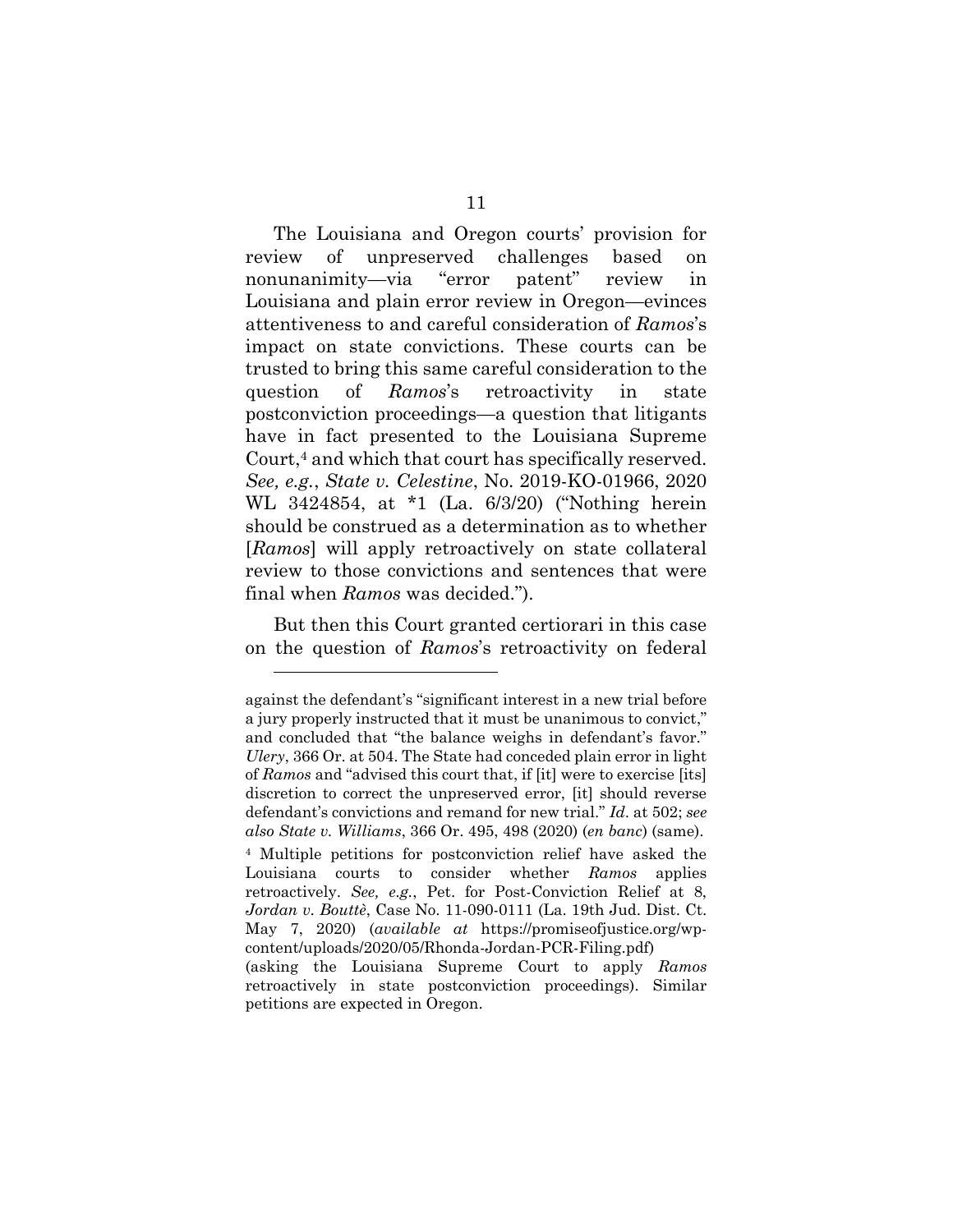The Louisiana and Oregon courts' provision for review of unpreserved challenges based on nonunanimity—via "error patent" review in Louisiana and plain error review in Oregon—evinces attentiveness to and careful consideration of *Ramos*'s impact on state convictions. These courts can be trusted to bring this same careful consideration to the question of *Ramos*'s retroactivity in state postconviction proceedings—a question that litigants have in fact presented to the Louisiana Supreme Court,[4] and which that court has specifically reserved. *See, e.g.*, *State v. Celestine*, No. 2019-KO-01966, 2020 WL 3424854, at *1 (La. 6/3/20) ("Nothing herein should be construed as a determination as to whether [*Ramos*] will apply retroactively on state collateral review to those convictions and sentences that were final when *Ramos* was decided.").

But then this Court granted certiorari in this case on the question of *Ramos*'s retroactivity on federal

---

against the defendant's "significant interest in a new trial before a jury properly instructed that it must be unanimous to convict," and concluded that "the balance weighs in defendant's favor." *Ulery*, 366 Or. at 504. The State had conceded plain error in light of *Ramos* and "advised this court that, if [it] were to exercise [its] discretion to correct the unpreserved error, [it] should reverse defendant's convictions and remand for new trial." *Id*. at 502; *see also State v. Williams*, 366 Or. 495, 498 (2020) (*en banc*) (same).

[4] Multiple petitions for postconviction relief have asked the Louisiana courts to consider whether *Ramos* applies retroactively. *See, e.g.*, Pet. for Post-Conviction Relief at 8, *Jordan v. Bouttè*, Case No. 11-090-0111 (La. 19th Jud. Dist. Ct. May 7, 2020) (*available at* https://promiseofjustice.org/wp-content/uploads/2020/05/Rhonda-Jordan-PCR-Filing.pdf) (asking the Louisiana Supreme Court to apply *Ramos* retroactively in state postconviction proceedings). Similar petitions are expected in Oregon.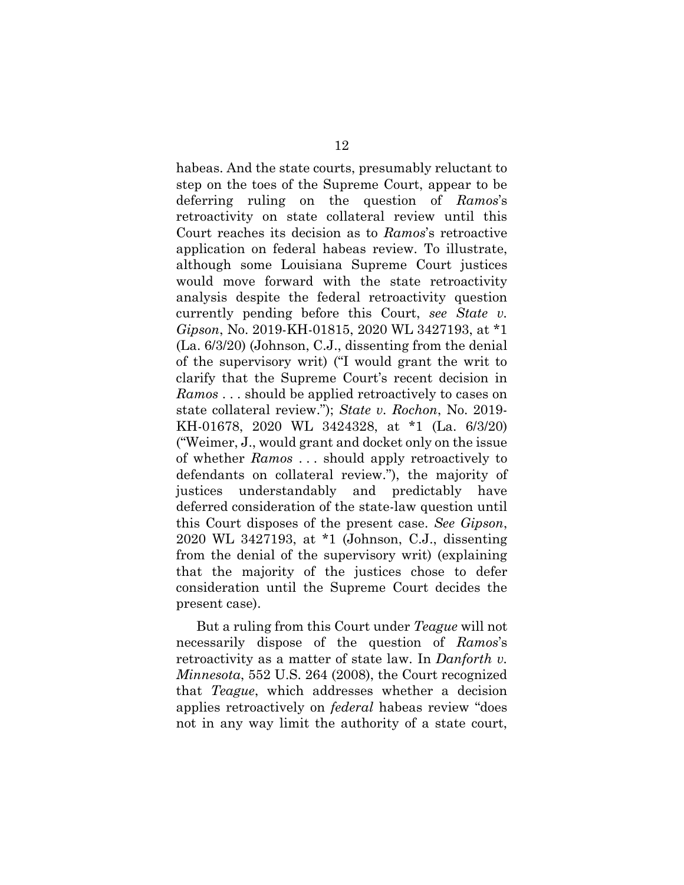habeas. And the state courts, presumably reluctant to step on the toes of the Supreme Court, appear to be deferring ruling on the question of *Ramos*'s retroactivity on state collateral review until this Court reaches its decision as to *Ramos*'s retroactive application on federal habeas review. To illustrate, although some Louisiana Supreme Court justices would move forward with the state retroactivity analysis despite the federal retroactivity question currently pending before this Court, *see State v. Gipson*, No. 2019-KH-01815, 2020 WL 3427193, at *1 (La. 6/3/20) (Johnson, C.J., dissenting from the denial of the supervisory writ) ("I would grant the writ to clarify that the Supreme Court's recent decision in *Ramos* . . . should be applied retroactively to cases on state collateral review."); *State v. Rochon*, No. 2019-KH-01678, 2020 WL 3424328, at *1 (La. 6/3/20) ("Weimer, J., would grant and docket only on the issue of whether *Ramos* . . . should apply retroactively to defendants on collateral review."), the majority of justices understandably and predictably have deferred consideration of the state-law question until this Court disposes of the present case. *See Gipson*, 2020 WL 3427193, at *1 (Johnson, C.J., dissenting from the denial of the supervisory writ) (explaining that the majority of the justices chose to defer consideration until the Supreme Court decides the present case).

But a ruling from this Court under *Teague* will not necessarily dispose of the question of *Ramos*'s retroactivity as a matter of state law. In *Danforth v. Minnesota*, 552 U.S. 264 (2008), the Court recognized that *Teague*, which addresses whether a decision applies retroactively on *federal* habeas review "does not in any way limit the authority of a state court,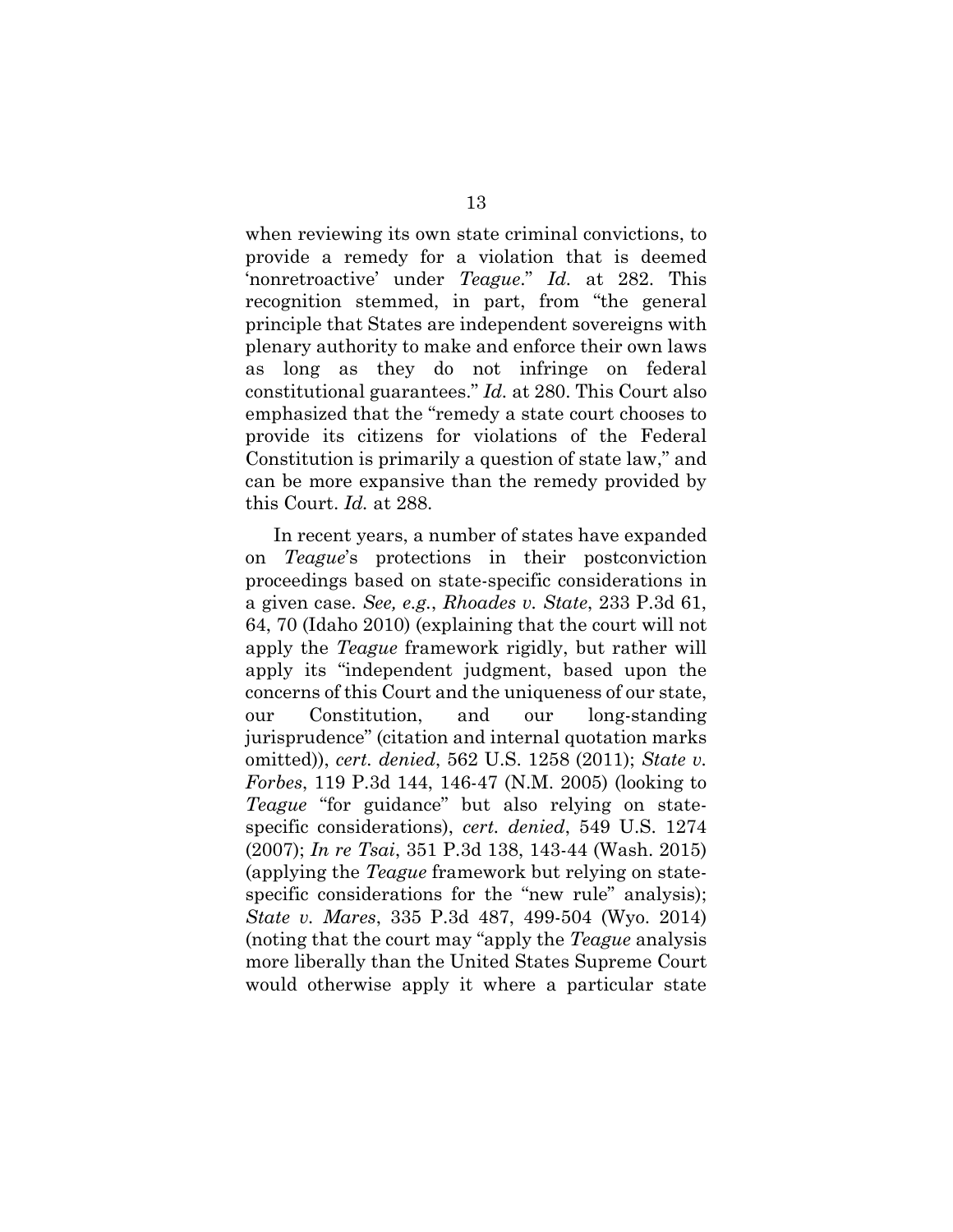when reviewing its own state criminal convictions, to provide a remedy for a violation that is deemed 'nonretroactive' under *Teague*." *Id.* at 282. This recognition stemmed, in part, from "the general principle that States are independent sovereigns with plenary authority to make and enforce their own laws as long as they do not infringe on federal constitutional guarantees." *Id.* at 280. This Court also emphasized that the "remedy a state court chooses to provide its citizens for violations of the Federal Constitution is primarily a question of state law," and can be more expansive than the remedy provided by this Court. *Id.* at 288.

In recent years, a number of states have expanded on *Teague*'s protections in their postconviction proceedings based on state-specific considerations in a given case. *See, e.g.*, *Rhoades v. State*, 233 P.3d 61, 64, 70 (Idaho 2010) (explaining that the court will not apply the *Teague* framework rigidly, but rather will apply its "independent judgment, based upon the concerns of this Court and the uniqueness of our state, our Constitution, and our long-standing jurisprudence" (citation and internal quotation marks omitted)), *cert. denied*, 562 U.S. 1258 (2011); *State v. Forbes*, 119 P.3d 144, 146-47 (N.M. 2005) (looking to *Teague* "for guidance" but also relying on state-specific considerations), *cert. denied*, 549 U.S. 1274 (2007); *In re Tsai*, 351 P.3d 138, 143-44 (Wash. 2015) (applying the *Teague* framework but relying on state-specific considerations for the "new rule" analysis); *State v. Mares*, 335 P.3d 487, 499-504 (Wyo. 2014) (noting that the court may "apply the *Teague* analysis more liberally than the United States Supreme Court would otherwise apply it where a particular state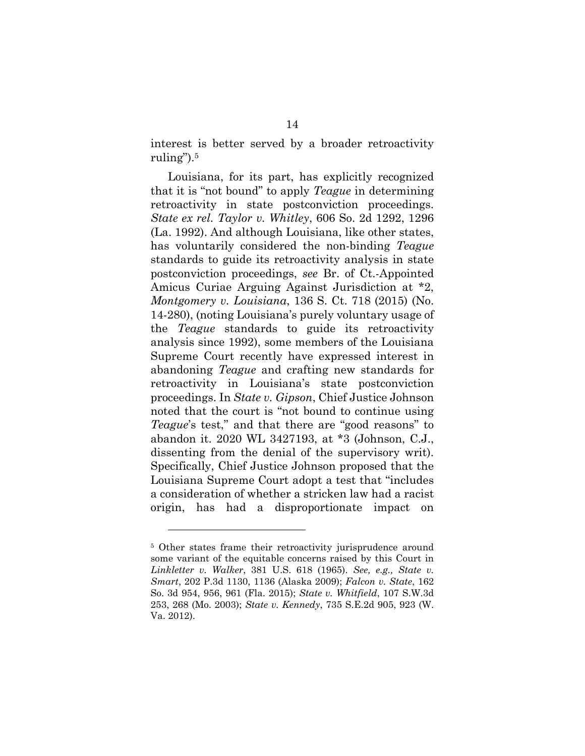interest is better served by a broader retroactivity ruling").[5]

Louisiana, for its part, has explicitly recognized that it is "not bound" to apply *Teague* in determining retroactivity in state postconviction proceedings. *State ex rel. Taylor v. Whitley*, 606 So. 2d 1292, 1296 (La. 1992). And although Louisiana, like other states, has voluntarily considered the non-binding *Teague* standards to guide its retroactivity analysis in state postconviction proceedings, *see* Br. of Ct.-Appointed Amicus Curiae Arguing Against Jurisdiction at *2, *Montgomery v. Louisiana*, 136 S. Ct. 718 (2015) (No. 14-280), (noting Louisiana's purely voluntary usage of the *Teague* standards to guide its retroactivity analysis since 1992), some members of the Louisiana Supreme Court recently have expressed interest in abandoning *Teague* and crafting new standards for retroactivity in Louisiana's state postconviction proceedings. In *State v. Gipson*, Chief Justice Johnson noted that the court is "not bound to continue using *Teague*'s test," and that there are "good reasons" to abandon it. 2020 WL 3427193, at *3 (Johnson, C.J., dissenting from the denial of the supervisory writ). Specifically, Chief Justice Johnson proposed that the Louisiana Supreme Court adopt a test that "includes a consideration of whether a stricken law had a racist origin, has had a disproportionate impact on

---

[5] Other states frame their retroactivity jurisprudence around some variant of the equitable concerns raised by this Court in *Linkletter v. Walker*, 381 U.S. 618 (1965). *See, e.g., State v. Smart*, 202 P.3d 1130, 1136 (Alaska 2009); *Falcon v. State*, 162 So. 3d 954, 956, 961 (Fla. 2015); *State v. Whitfield*, 107 S.W.3d 253, 268 (Mo. 2003); *State v. Kennedy*, 735 S.E.2d 905, 923 (W. Va. 2012).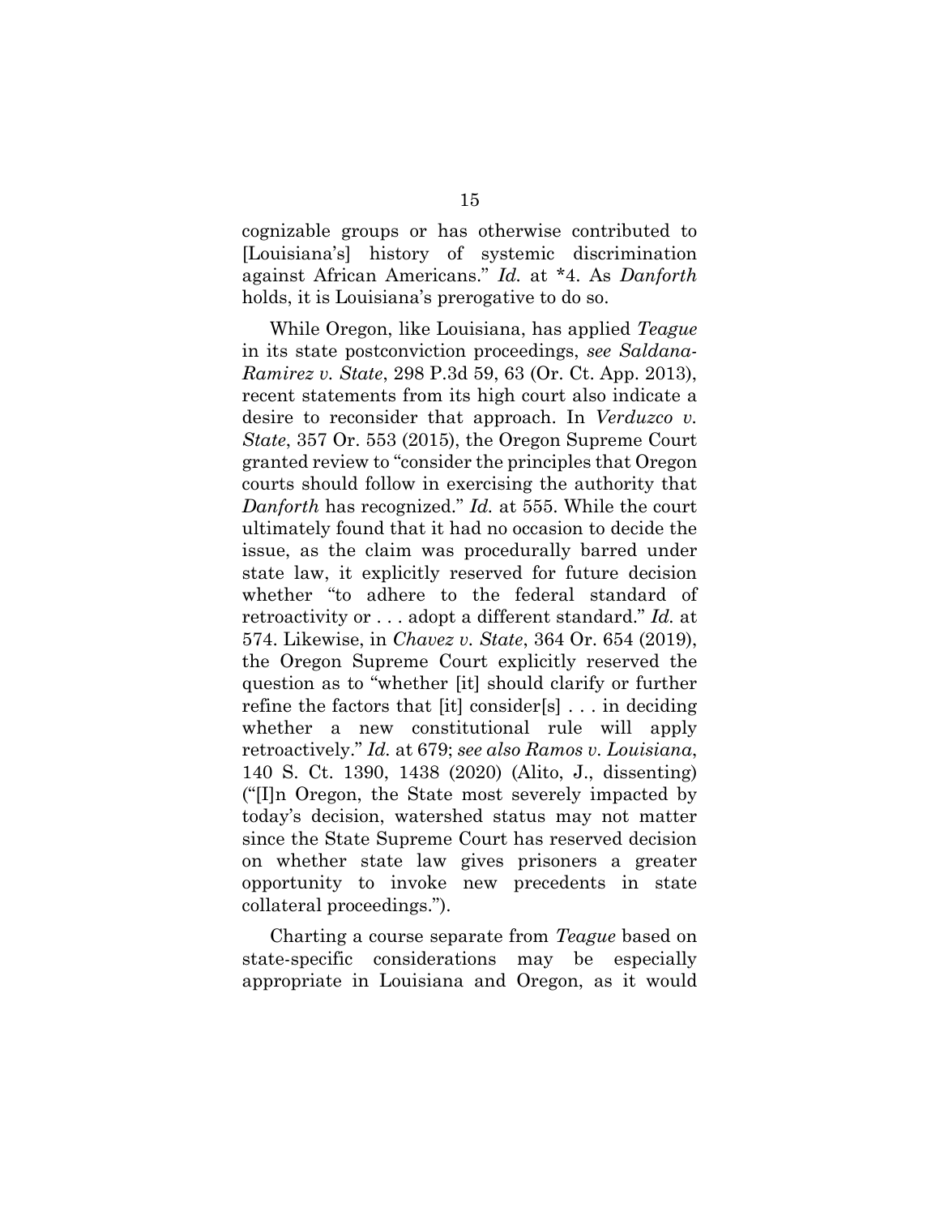cognizable groups or has otherwise contributed to [Louisiana's] history of systemic discrimination against African Americans." *Id.* at *4. As *Danforth* holds, it is Louisiana's prerogative to do so.

While Oregon, like Louisiana, has applied *Teague* in its state postconviction proceedings, *see Saldana-Ramirez v. State*, 298 P.3d 59, 63 (Or. Ct. App. 2013), recent statements from its high court also indicate a desire to reconsider that approach. In *Verduzco v. State*, 357 Or. 553 (2015), the Oregon Supreme Court granted review to "consider the principles that Oregon courts should follow in exercising the authority that *Danforth* has recognized." *Id.* at 555. While the court ultimately found that it had no occasion to decide the issue, as the claim was procedurally barred under state law, it explicitly reserved for future decision whether "to adhere to the federal standard of retroactivity or . . . adopt a different standard." *Id.* at 574. Likewise, in *Chavez v. State*, 364 Or. 654 (2019), the Oregon Supreme Court explicitly reserved the question as to "whether [it] should clarify or further refine the factors that [it] consider[s] . . . in deciding whether a new constitutional rule will apply retroactively." *Id.* at 679; *see also Ramos v. Louisiana*, 140 S. Ct. 1390, 1438 (2020) (Alito, J., dissenting) ("[I]n Oregon, the State most severely impacted by today's decision, watershed status may not matter since the State Supreme Court has reserved decision on whether state law gives prisoners a greater opportunity to invoke new precedents in state collateral proceedings.").

Charting a course separate from *Teague* based on state-specific considerations may be especially appropriate in Louisiana and Oregon, as it would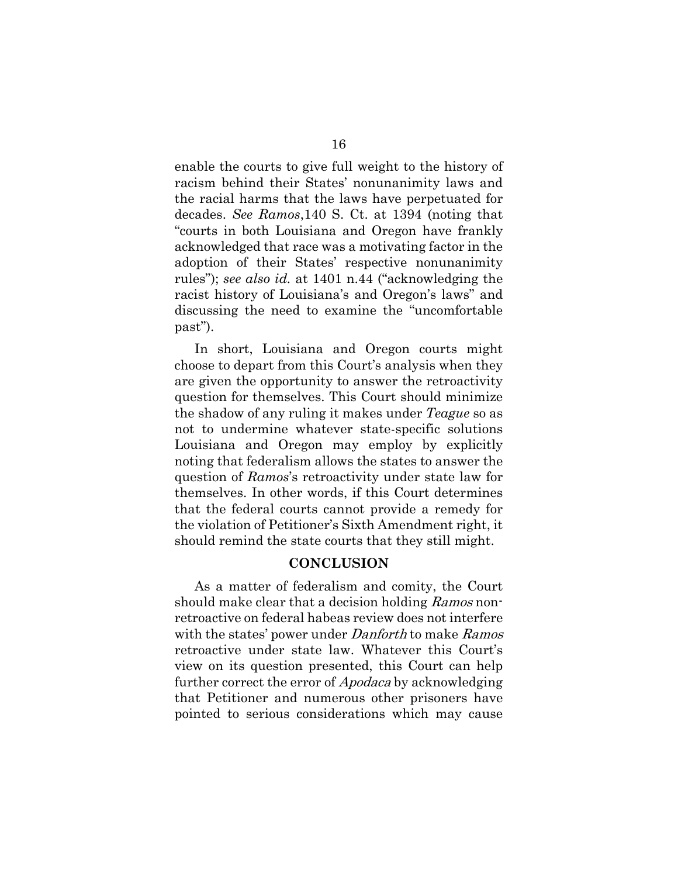enable the courts to give full weight to the history of racism behind their States' nonunanimity laws and the racial harms that the laws have perpetuated for decades. *See Ramos*,140 S. Ct. at 1394 (noting that "courts in both Louisiana and Oregon have frankly acknowledged that race was a motivating factor in the adoption of their States' respective nonunanimity rules"); *see also id.* at 1401 n.44 ("acknowledging the racist history of Louisiana's and Oregon's laws" and discussing the need to examine the "uncomfortable past").

In short, Louisiana and Oregon courts might choose to depart from this Court's analysis when they are given the opportunity to answer the retroactivity question for themselves. This Court should minimize the shadow of any ruling it makes under *Teague* so as not to undermine whatever state-specific solutions Louisiana and Oregon may employ by explicitly noting that federalism allows the states to answer the question of *Ramos*'s retroactivity under state law for themselves. In other words, if this Court determines that the federal courts cannot provide a remedy for the violation of Petitioner's Sixth Amendment right, it should remind the state courts that they still might.

## CONCLUSION

As a matter of federalism and comity, the Court should make clear that a decision holding *Ramos* non-retroactive on federal habeas review does not interfere with the states' power under *Danforth* to make *Ramos* retroactive under state law. Whatever this Court's view on its question presented, this Court can help further correct the error of *Apodaca* by acknowledging that Petitioner and numerous other prisoners have pointed to serious considerations which may cause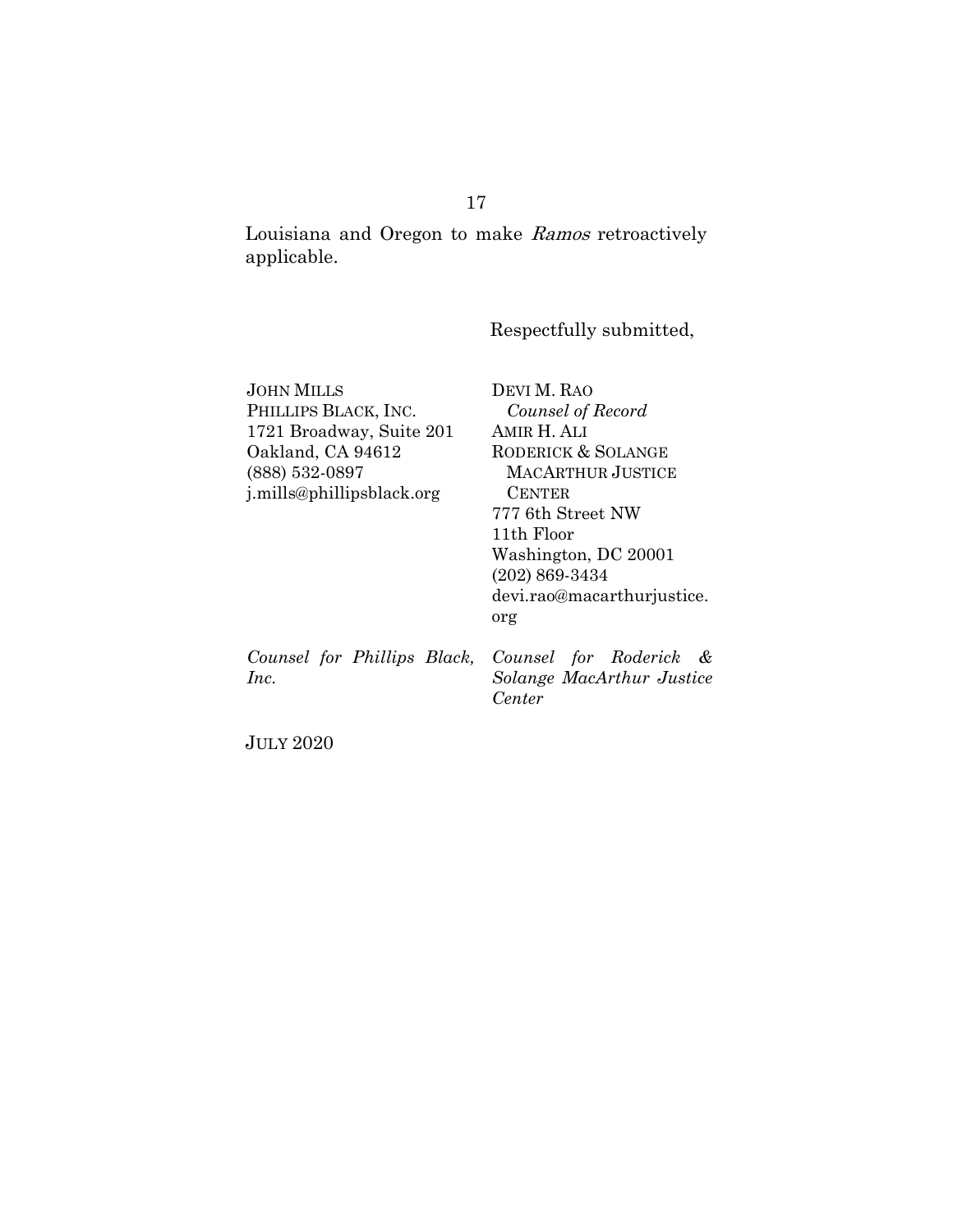Louisiana and Oregon to make *Ramos* retroactively applicable.

Respectfully submitted,

JOHN MILLS
PHILLIPS BLACK, INC.
1721 Broadway, Suite 201
Oakland, CA 94612
(888) 532-0897
j.mills@phillipsblack.org

*Counsel for Phillips Black, Inc.*

DEVI M. RAO
*Counsel of Record*
AMIR H. ALI
RODERICK & SOLANGE MACARTHUR JUSTICE CENTER
777 6th Street NW
11th Floor
Washington, DC 20001
(202) 869-3434
devi.rao@macarthurjustice.org

*Counsel for Roderick & Solange MacArthur Justice Center*

JULY 2020